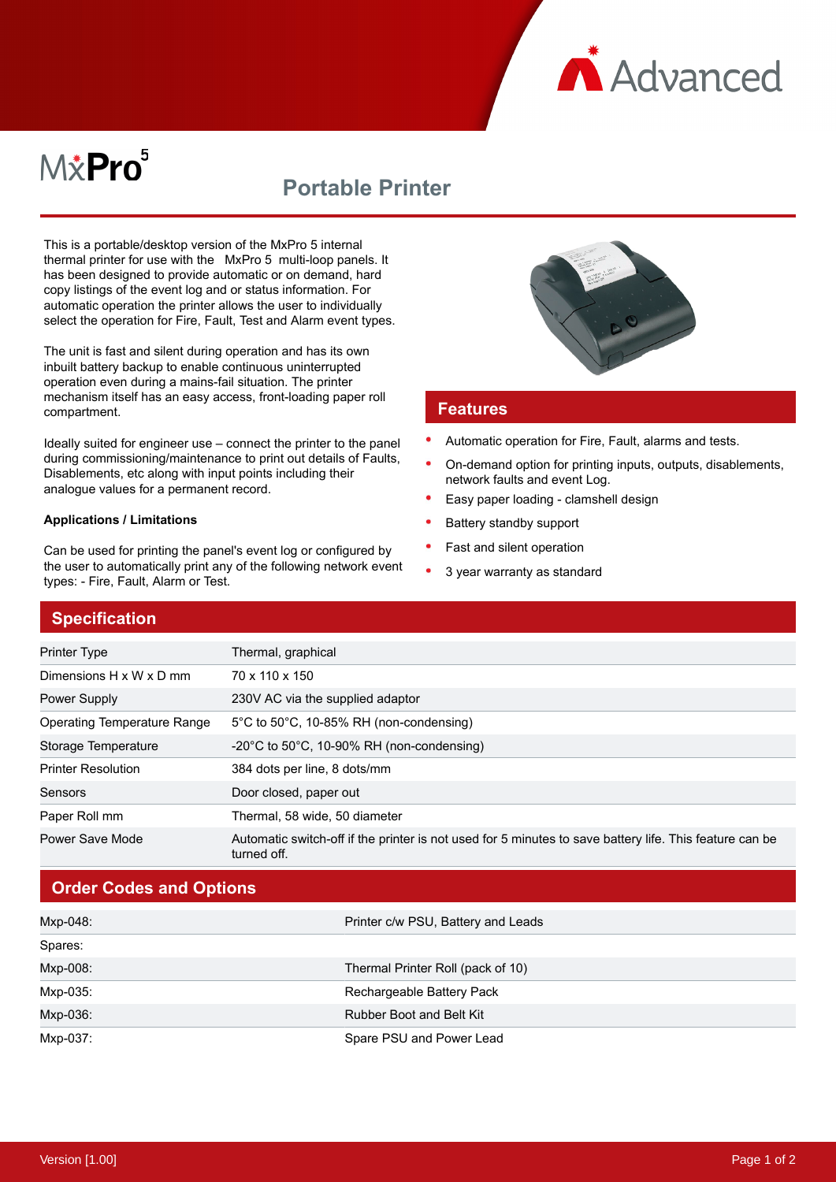MxPro 5

# Portable Printer

This is a portable/desktop version of the MxPro 5 internal thermal printer for use with the MxPro 5 multi-loop panels. It has been designed to provide automatic or on demand, hard copy listings of the event log and or status information. For automatic operation the printer allows the user to individually select the operation for Fire, Fault, Test and Alarm event types.

The unit is fast and silent during operation and has its own inbuilt battery backup to enable continuous uninterrupted operation even during a mains-fail situation. The printer mechanism itself has an easy access, front-loading paper roll compartment.

Ideally suited for engineer use – connect the printer to the panel during commissioning/maintenance to print out details of Faults, Disablements, etc along with input points including their analogue values for a permanent record.

**Applications / Limitations**

Can be used for printing the panel's event log or configured by the user to automatically print any of the following network event types: - Fire, Fault, Alarm or Test.

## Features

- Automatic operation for Fire, Fault, alarms and tests.
- On-demand option for printing inputs, outputs, disablements, network faults and event Log.
- Easy paper loading - clamshell design
- Battery standby support
- Fast and silent operation
- 3 year warranty as standard

## Specification

| | |
|---|---|
| Printer Type | Thermal, graphical |
| Dimensions H x W x D mm | 70 x 110 x 150 |
| Power Supply | 230V AC via the supplied adaptor |
| Operating Temperature Range | 5°C to 50°C, 10-85% RH (non-condensing) |
| Storage Temperature | -20°C to 50°C, 10-90% RH (non-condensing) |
| Printer Resolution | 384 dots per line, 8 dots/mm |
| Sensors | Door closed, paper out |
| Paper Roll mm | Thermal, 58 wide, 50 diameter |
| Power Save Mode | Automatic switch-off if the printer is not used for 5 minutes to save battery life. This feature can be turned off. |

## Order Codes and Options

| | |
|---|---|
| Mxp-048: | Printer c/w PSU, Battery and Leads |
| Spares: | |
| Mxp-008: | Thermal Printer Roll (pack of 10) |
| Mxp-035: | Rechargeable Battery Pack |
| Mxp-036: | Rubber Boot and Belt Kit |
| Mxp-037: | Spare PSU and Power Lead |

Version [1.00]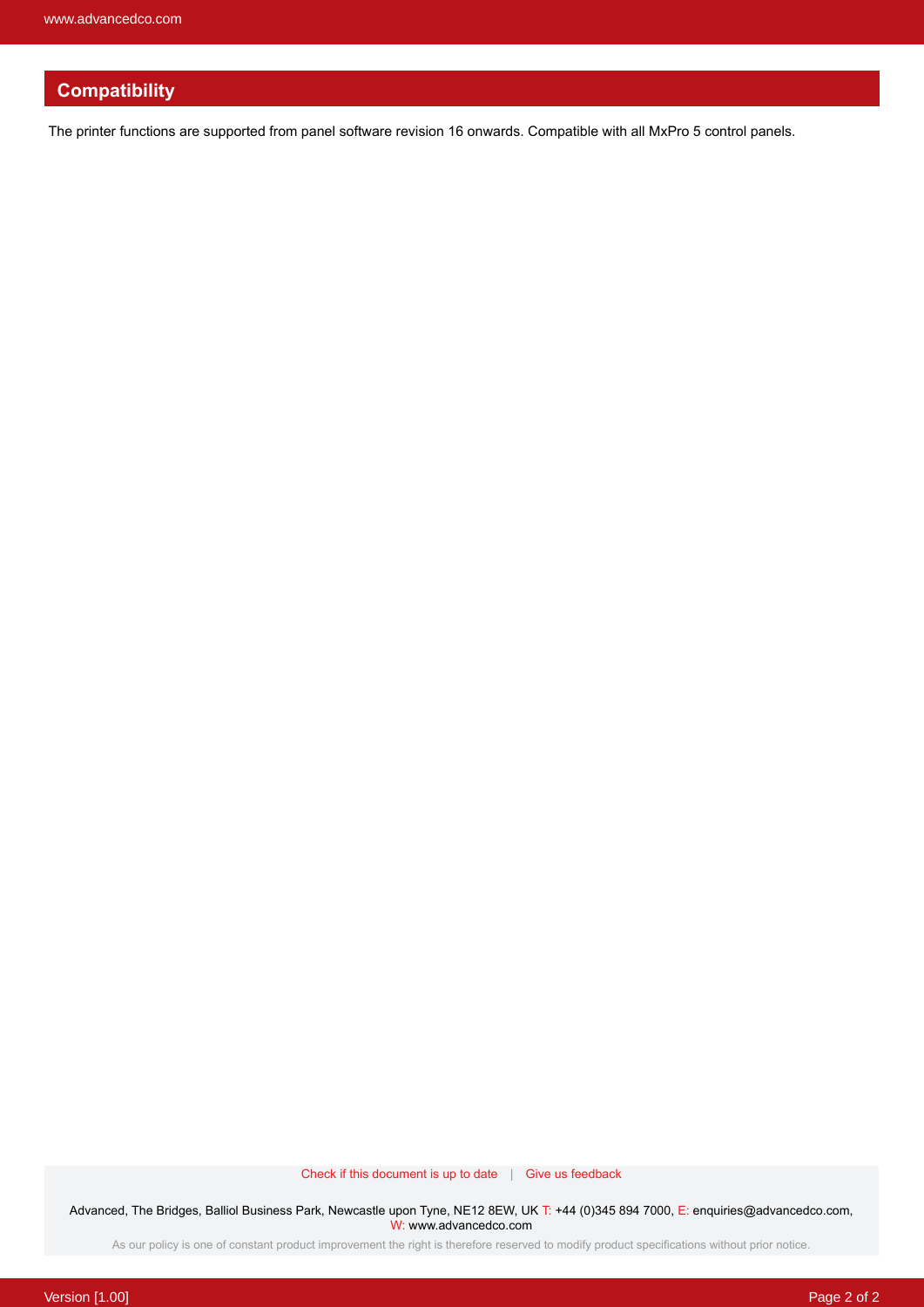## Compatibility

The printer functions are supported from panel software revision 16 onwards. Compatible with all MxPro 5 control panels.

Check if this document is up to date | Give us feedback

Advanced, The Bridges, Balliol Business Park, Newcastle upon Tyne, NE12 8EW, UK T: +44 (0)345 894 7000, E: enquiries@advancedco.com, W: www.advancedco.com

As our policy is one of constant product improvement the right is therefore reserved to modify product specifications without prior notice.

Version [1.00]